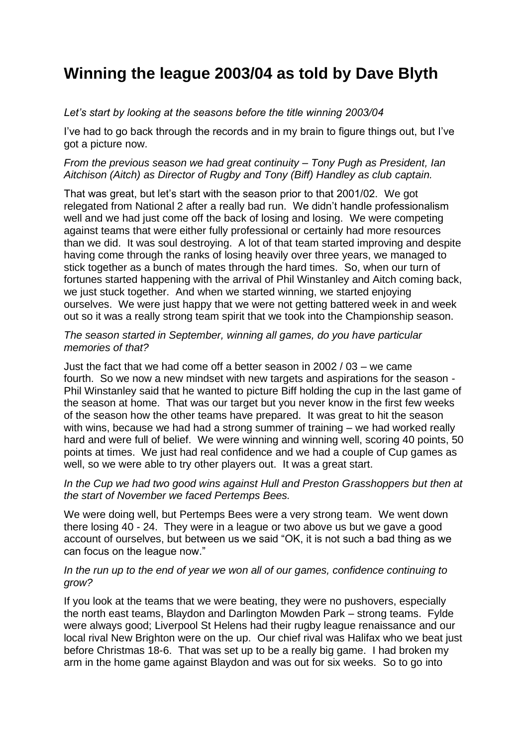# Winning the league 2003/04 as told by Dave Blyth

*Let's start by looking at the seasons before the title winning 2003/04*

I've had to go back through the records and in my brain to figure things out, but I've got a picture now.

*From the previous season we had great continuity – Tony Pugh as President, Ian Aitchison (Aitch) as Director of Rugby and Tony (Biff) Handley as club captain.*

That was great, but let's start with the season prior to that 2001/02. We got relegated from National 2 after a really bad run. We didn't handle professionalism well and we had just come off the back of losing and losing. We were competing against teams that were either fully professional or certainly had more resources than we did. It was soul destroying. A lot of that team started improving and despite having come through the ranks of losing heavily over three years, we managed to stick together as a bunch of mates through the hard times. So, when our turn of fortunes started happening with the arrival of Phil Winstanley and Aitch coming back, we just stuck together. And when we started winning, we started enjoying ourselves. We were just happy that we were not getting battered week in and week out so it was a really strong team spirit that we took into the Championship season.

*The season started in September, winning all games, do you have particular memories of that?*

Just the fact that we had come off a better season in 2002 / 03 – we came fourth. So we now a new mindset with new targets and aspirations for the season - Phil Winstanley said that he wanted to picture Biff holding the cup in the last game of the season at home. That was our target but you never know in the first few weeks of the season how the other teams have prepared. It was great to hit the season with wins, because we had had a strong summer of training – we had worked really hard and were full of belief. We were winning and winning well, scoring 40 points, 50 points at times. We just had real confidence and we had a couple of Cup games as well, so we were able to try other players out. It was a great start.

*In the Cup we had two good wins against Hull and Preston Grasshoppers but then at the start of November we faced Pertemps Bees.*

We were doing well, but Pertemps Bees were a very strong team. We went down there losing 40 - 24. They were in a league or two above us but we gave a good account of ourselves, but between us we said "OK, it is not such a bad thing as we can focus on the league now."

*In the run up to the end of year we won all of our games, confidence continuing to grow?*

If you look at the teams that we were beating, they were no pushovers, especially the north east teams, Blaydon and Darlington Mowden Park – strong teams. Fylde were always good; Liverpool St Helens had their rugby league renaissance and our local rival New Brighton were on the up. Our chief rival was Halifax who we beat just before Christmas 18-6. That was set up to be a really big game. I had broken my arm in the home game against Blaydon and was out for six weeks. So to go into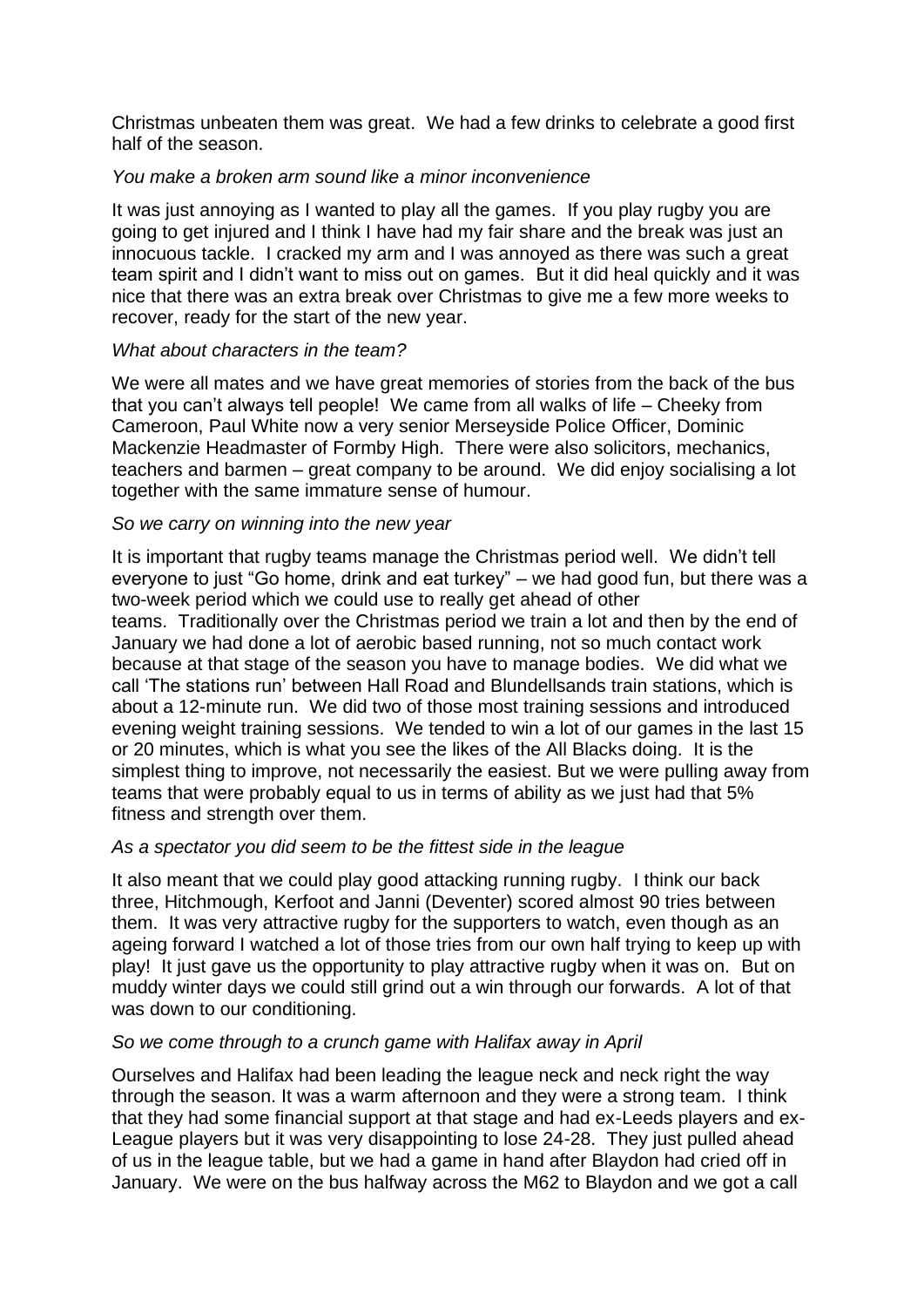Christmas unbeaten them was great. We had a few drinks to celebrate a good first half of the season.

*You make a broken arm sound like a minor inconvenience*

It was just annoying as I wanted to play all the games. If you play rugby you are going to get injured and I think I have had my fair share and the break was just an innocuous tackle. I cracked my arm and I was annoyed as there was such a great team spirit and I didn't want to miss out on games. But it did heal quickly and it was nice that there was an extra break over Christmas to give me a few more weeks to recover, ready for the start of the new year.

*What about characters in the team?*

We were all mates and we have great memories of stories from the back of the bus that you can't always tell people! We came from all walks of life – Cheeky from Cameroon, Paul White now a very senior Merseyside Police Officer, Dominic Mackenzie Headmaster of Formby High. There were also solicitors, mechanics, teachers and barmen – great company to be around. We did enjoy socialising a lot together with the same immature sense of humour.

*So we carry on winning into the new year*

It is important that rugby teams manage the Christmas period well. We didn't tell everyone to just "Go home, drink and eat turkey" – we had good fun, but there was a two-week period which we could use to really get ahead of other teams. Traditionally over the Christmas period we train a lot and then by the end of January we had done a lot of aerobic based running, not so much contact work because at that stage of the season you have to manage bodies. We did what we call 'The stations run' between Hall Road and Blundellsands train stations, which is about a 12-minute run. We did two of those most training sessions and introduced evening weight training sessions. We tended to win a lot of our games in the last 15 or 20 minutes, which is what you see the likes of the All Blacks doing. It is the simplest thing to improve, not necessarily the easiest. But we were pulling away from teams that were probably equal to us in terms of ability as we just had that 5% fitness and strength over them.

*As a spectator you did seem to be the fittest side in the league*

It also meant that we could play good attacking running rugby. I think our back three, Hitchmough, Kerfoot and Janni (Deventer) scored almost 90 tries between them. It was very attractive rugby for the supporters to watch, even though as an ageing forward I watched a lot of those tries from our own half trying to keep up with play! It just gave us the opportunity to play attractive rugby when it was on. But on muddy winter days we could still grind out a win through our forwards. A lot of that was down to our conditioning.

*So we come through to a crunch game with Halifax away in April*

Ourselves and Halifax had been leading the league neck and neck right the way through the season. It was a warm afternoon and they were a strong team. I think that they had some financial support at that stage and had ex-Leeds players and ex-League players but it was very disappointing to lose 24-28. They just pulled ahead of us in the league table, but we had a game in hand after Blaydon had cried off in January. We were on the bus halfway across the M62 to Blaydon and we got a call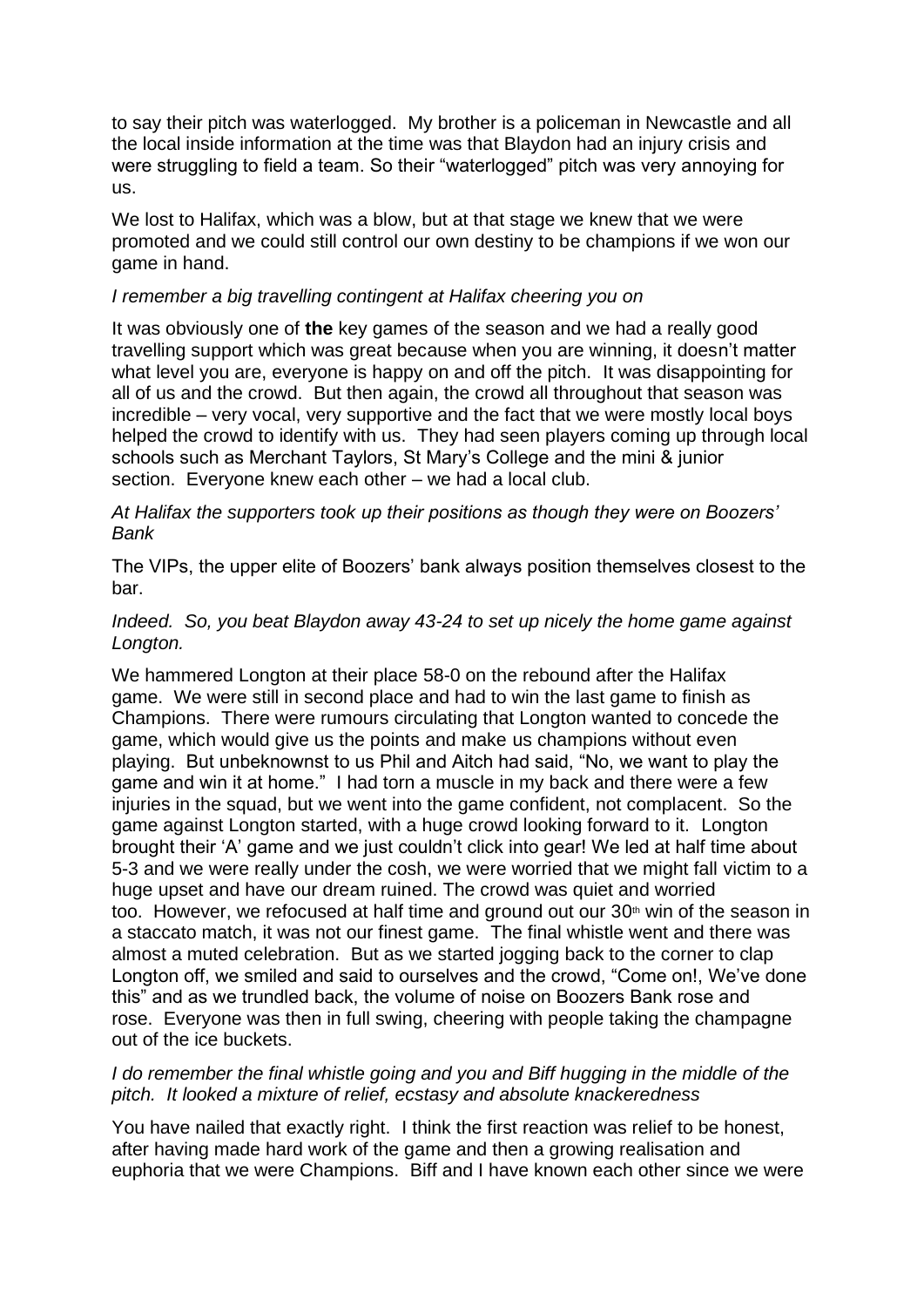to say their pitch was waterlogged. My brother is a policeman in Newcastle and all the local inside information at the time was that Blaydon had an injury crisis and were struggling to field a team. So their "waterlogged" pitch was very annoying for us.

We lost to Halifax, which was a blow, but at that stage we knew that we were promoted and we could still control our own destiny to be champions if we won our game in hand.

*I remember a big travelling contingent at Halifax cheering you on*

It was obviously one of **the** key games of the season and we had a really good travelling support which was great because when you are winning, it doesn't matter what level you are, everyone is happy on and off the pitch. It was disappointing for all of us and the crowd. But then again, the crowd all throughout that season was incredible – very vocal, very supportive and the fact that we were mostly local boys helped the crowd to identify with us. They had seen players coming up through local schools such as Merchant Taylors, St Mary's College and the mini & junior section. Everyone knew each other – we had a local club.

*At Halifax the supporters took up their positions as though they were on Boozers' Bank*

The VIPs, the upper elite of Boozers' bank always position themselves closest to the bar.

*Indeed. So, you beat Blaydon away 43-24 to set up nicely the home game against Longton.*

We hammered Longton at their place 58-0 on the rebound after the Halifax game. We were still in second place and had to win the last game to finish as Champions. There were rumours circulating that Longton wanted to concede the game, which would give us the points and make us champions without even playing. But unbeknownst to us Phil and Aitch had said, "No, we want to play the game and win it at home." I had torn a muscle in my back and there were a few injuries in the squad, but we went into the game confident, not complacent. So the game against Longton started, with a huge crowd looking forward to it. Longton brought their 'A' game and we just couldn't click into gear! We led at half time about 5-3 and we were really under the cosh, we were worried that we might fall victim to a huge upset and have our dream ruined. The crowd was quiet and worried too. However, we refocused at half time and ground out our 30th win of the season in a staccato match, it was not our finest game. The final whistle went and there was almost a muted celebration. But as we started jogging back to the corner to clap Longton off, we smiled and said to ourselves and the crowd, "Come on!, We've done this" and as we trundled back, the volume of noise on Boozers Bank rose and rose. Everyone was then in full swing, cheering with people taking the champagne out of the ice buckets.

*I do remember the final whistle going and you and Biff hugging in the middle of the pitch. It looked a mixture of relief, ecstasy and absolute knackeredness*

You have nailed that exactly right. I think the first reaction was relief to be honest, after having made hard work of the game and then a growing realisation and euphoria that we were Champions. Biff and I have known each other since we were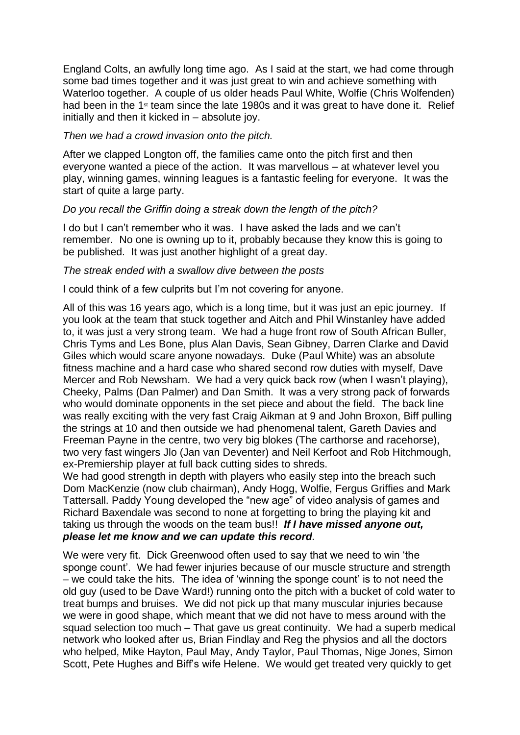England Colts, an awfully long time ago. As I said at the start, we had come through some bad times together and it was just great to win and achieve something with Waterloo together. A couple of us older heads Paul White, Wolfie (Chris Wolfenden) had been in the 1st team since the late 1980s and it was great to have done it. Relief initially and then it kicked in – absolute joy.

*Then we had a crowd invasion onto the pitch.*

After we clapped Longton off, the families came onto the pitch first and then everyone wanted a piece of the action. It was marvellous – at whatever level you play, winning games, winning leagues is a fantastic feeling for everyone. It was the start of quite a large party.

*Do you recall the Griffin doing a streak down the length of the pitch?*

I do but I can't remember who it was. I have asked the lads and we can't remember. No one is owning up to it, probably because they know this is going to be published. It was just another highlight of a great day.

*The streak ended with a swallow dive between the posts*

I could think of a few culprits but I'm not covering for anyone.

All of this was 16 years ago, which is a long time, but it was just an epic journey. If you look at the team that stuck together and Aitch and Phil Winstanley have added to, it was just a very strong team. We had a huge front row of South African Buller, Chris Tyms and Les Bone, plus Alan Davis, Sean Gibney, Darren Clarke and David Giles which would scare anyone nowadays. Duke (Paul White) was an absolute fitness machine and a hard case who shared second row duties with myself, Dave Mercer and Rob Newsham. We had a very quick back row (when I wasn't playing), Cheeky, Palms (Dan Palmer) and Dan Smith. It was a very strong pack of forwards who would dominate opponents in the set piece and about the field. The back line was really exciting with the very fast Craig Aikman at 9 and John Broxon, Biff pulling the strings at 10 and then outside we had phenomenal talent, Gareth Davies and Freeman Payne in the centre, two very big blokes (The carthorse and racehorse), two very fast wingers Jlo (Jan van Deventer) and Neil Kerfoot and Rob Hitchmough, ex-Premiership player at full back cutting sides to shreds.
We had good strength in depth with players who easily step into the breach such Dom MacKenzie (now club chairman), Andy Hogg, Wolfie, Fergus Griffies and Mark Tattersall. Paddy Young developed the "new age" of video analysis of games and Richard Baxendale was second to none at forgetting to bring the playing kit and taking us through the woods on the team bus!! ***If I have missed anyone out, please let me know and we can update this record***.

We were very fit. Dick Greenwood often used to say that we need to win 'the sponge count'. We had fewer injuries because of our muscle structure and strength – we could take the hits. The idea of 'winning the sponge count' is to not need the old guy (used to be Dave Ward!) running onto the pitch with a bucket of cold water to treat bumps and bruises. We did not pick up that many muscular injuries because we were in good shape, which meant that we did not have to mess around with the squad selection too much – That gave us great continuity. We had a superb medical network who looked after us, Brian Findlay and Reg the physios and all the doctors who helped, Mike Hayton, Paul May, Andy Taylor, Paul Thomas, Nige Jones, Simon Scott, Pete Hughes and Biff's wife Helene. We would get treated very quickly to get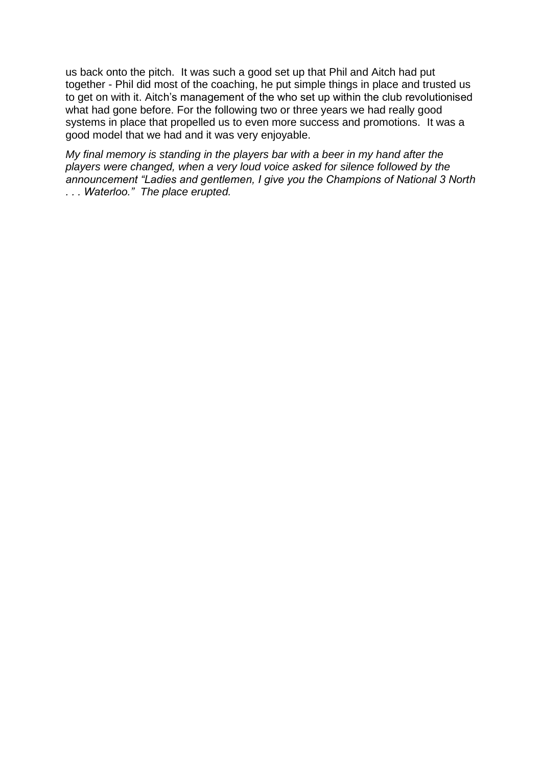us back onto the pitch.  It was such a good set up that Phil and Aitch had put together - Phil did most of the coaching, he put simple things in place and trusted us to get on with it. Aitch's management of the who set up within the club revolutionised what had gone before. For the following two or three years we had really good systems in place that propelled us to even more success and promotions.  It was a good model that we had and it was very enjoyable.

*My final memory is standing in the players bar with a beer in my hand after the players were changed, when a very loud voice asked for silence followed by the announcement "Ladies and gentlemen, I give you the Champions of National 3 North . . . Waterloo."  The place erupted.*